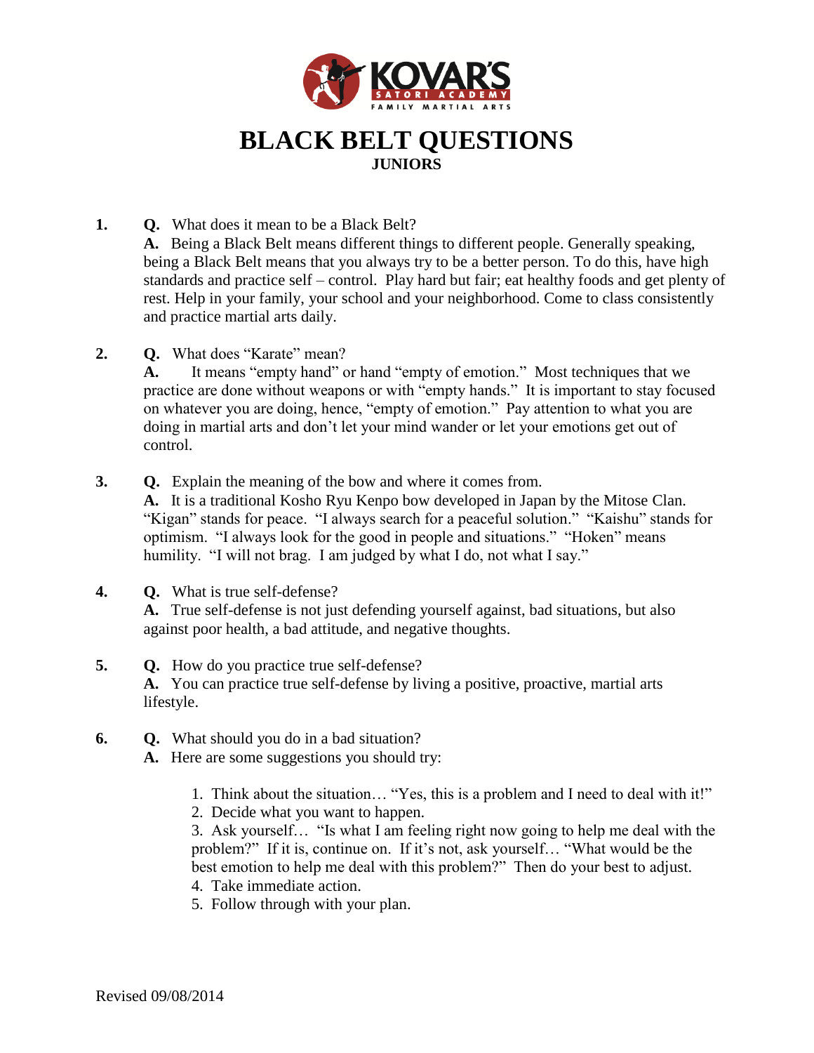KOVAR'S SATORI ACADEMY FAMILY MARTIAL ARTS

# BLACK BELT QUESTIONS

## JUNIORS

**1.** **Q.** What does it mean to be a Black Belt?
**A.** Being a Black Belt means different things to different people. Generally speaking, being a Black Belt means that you always try to be a better person. To do this, have high standards and practice self – control. Play hard but fair; eat healthy foods and get plenty of rest. Help in your family, your school and your neighborhood. Come to class consistently and practice martial arts daily.

**2.** **Q.** What does "Karate" mean?
**A.** It means "empty hand" or hand "empty of emotion." Most techniques that we practice are done without weapons or with "empty hands." It is important to stay focused on whatever you are doing, hence, "empty of emotion." Pay attention to what you are doing in martial arts and don't let your mind wander or let your emotions get out of control.

**3.** **Q.** Explain the meaning of the bow and where it comes from.
**A.** It is a traditional Kosho Ryu Kenpo bow developed in Japan by the Mitose Clan. "Kigan" stands for peace. "I always search for a peaceful solution." "Kaishu" stands for optimism. "I always look for the good in people and situations." "Hoken" means humility. "I will not brag. I am judged by what I do, not what I say."

**4.** **Q.** What is true self-defense?
**A.** True self-defense is not just defending yourself against, bad situations, but also against poor health, a bad attitude, and negative thoughts.

**5.** **Q.** How do you practice true self-defense?
**A.** You can practice true self-defense by living a positive, proactive, martial arts lifestyle.

**6.** **Q.** What should you do in a bad situation?
**A.** Here are some suggestions you should try:

1. Think about the situation… "Yes, this is a problem and I need to deal with it!"
2. Decide what you want to happen.
3. Ask yourself… "Is what I am feeling right now going to help me deal with the problem?" If it is, continue on. If it's not, ask yourself… "What would be the best emotion to help me deal with this problem?" Then do your best to adjust.
4. Take immediate action.
5. Follow through with your plan.

Revised 09/08/2014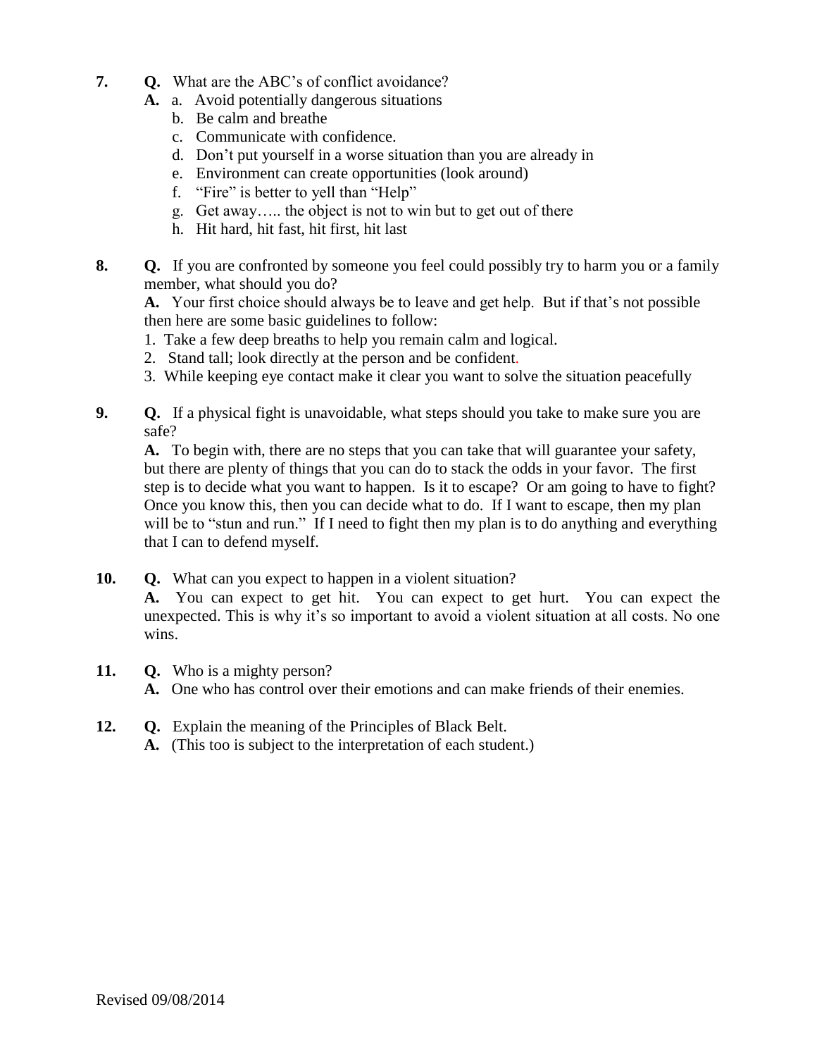**7.** **Q.** What are the ABC's of conflict avoidance?

**A.**
a. Avoid potentially dangerous situations
b. Be calm and breathe
c. Communicate with confidence.
d. Don't put yourself in a worse situation than you are already in
e. Environment can create opportunities (look around)
f. "Fire" is better to yell than "Help"
g. Get away….. the object is not to win but to get out of there
h. Hit hard, hit fast, hit first, hit last

**8.** **Q.** If you are confronted by someone you feel could possibly try to harm you or a family member, what should you do?

**A.** Your first choice should always be to leave and get help. But if that's not possible then here are some basic guidelines to follow:

1. Take a few deep breaths to help you remain calm and logical.
2. Stand tall; look directly at the person and be confident.
3. While keeping eye contact make it clear you want to solve the situation peacefully

**9.** **Q.** If a physical fight is unavoidable, what steps should you take to make sure you are safe?

**A.** To begin with, there are no steps that you can take that will guarantee your safety, but there are plenty of things that you can do to stack the odds in your favor. The first step is to decide what you want to happen. Is it to escape? Or am going to have to fight? Once you know this, then you can decide what to do. If I want to escape, then my plan will be to "stun and run." If I need to fight then my plan is to do anything and everything that I can to defend myself.

**10.** **Q.** What can you expect to happen in a violent situation?

**A.** You can expect to get hit. You can expect to get hurt. You can expect the unexpected. This is why it's so important to avoid a violent situation at all costs. No one wins.

**11.** **Q.** Who is a mighty person?

**A.** One who has control over their emotions and can make friends of their enemies.

**12.** **Q.** Explain the meaning of the Principles of Black Belt.

**A.** (This too is subject to the interpretation of each student.)

Revised 09/08/2014